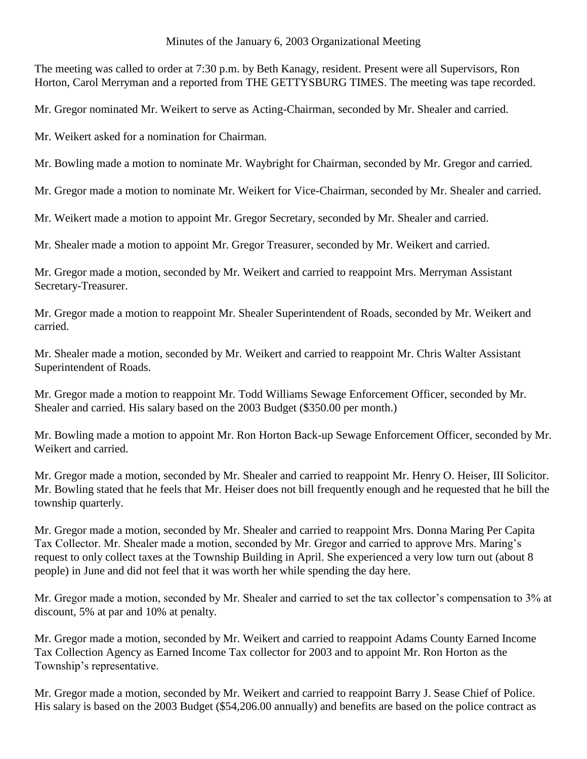Minutes of the January 6, 2003 Organizational Meeting

The meeting was called to order at 7:30 p.m. by Beth Kanagy, resident. Present were all Supervisors, Ron Horton, Carol Merryman and a reported from THE GETTYSBURG TIMES. The meeting was tape recorded.

Mr. Gregor nominated Mr. Weikert to serve as Acting-Chairman, seconded by Mr. Shealer and carried.

Mr. Weikert asked for a nomination for Chairman.

Mr. Bowling made a motion to nominate Mr. Waybright for Chairman, seconded by Mr. Gregor and carried.

Mr. Gregor made a motion to nominate Mr. Weikert for Vice-Chairman, seconded by Mr. Shealer and carried.

Mr. Weikert made a motion to appoint Mr. Gregor Secretary, seconded by Mr. Shealer and carried.

Mr. Shealer made a motion to appoint Mr. Gregor Treasurer, seconded by Mr. Weikert and carried.

Mr. Gregor made a motion, seconded by Mr. Weikert and carried to reappoint Mrs. Merryman Assistant Secretary-Treasurer.

Mr. Gregor made a motion to reappoint Mr. Shealer Superintendent of Roads, seconded by Mr. Weikert and carried.

Mr. Shealer made a motion, seconded by Mr. Weikert and carried to reappoint Mr. Chris Walter Assistant Superintendent of Roads.

Mr. Gregor made a motion to reappoint Mr. Todd Williams Sewage Enforcement Officer, seconded by Mr. Shealer and carried. His salary based on the 2003 Budget ($350.00 per month.)

Mr. Bowling made a motion to appoint Mr. Ron Horton Back-up Sewage Enforcement Officer, seconded by Mr. Weikert and carried.

Mr. Gregor made a motion, seconded by Mr. Shealer and carried to reappoint Mr. Henry O. Heiser, III Solicitor. Mr. Bowling stated that he feels that Mr. Heiser does not bill frequently enough and he requested that he bill the township quarterly.

Mr. Gregor made a motion, seconded by Mr. Shealer and carried to reappoint Mrs. Donna Maring Per Capita Tax Collector. Mr. Shealer made a motion, seconded by Mr. Gregor and carried to approve Mrs. Maring's request to only collect taxes at the Township Building in April. She experienced a very low turn out (about 8 people) in June and did not feel that it was worth her while spending the day here.

Mr. Gregor made a motion, seconded by Mr. Shealer and carried to set the tax collector's compensation to 3% at discount, 5% at par and 10% at penalty.

Mr. Gregor made a motion, seconded by Mr. Weikert and carried to reappoint Adams County Earned Income Tax Collection Agency as Earned Income Tax collector for 2003 and to appoint Mr. Ron Horton as the Township's representative.

Mr. Gregor made a motion, seconded by Mr. Weikert and carried to reappoint Barry J. Sease Chief of Police. His salary is based on the 2003 Budget ($54,206.00 annually) and benefits are based on the police contract as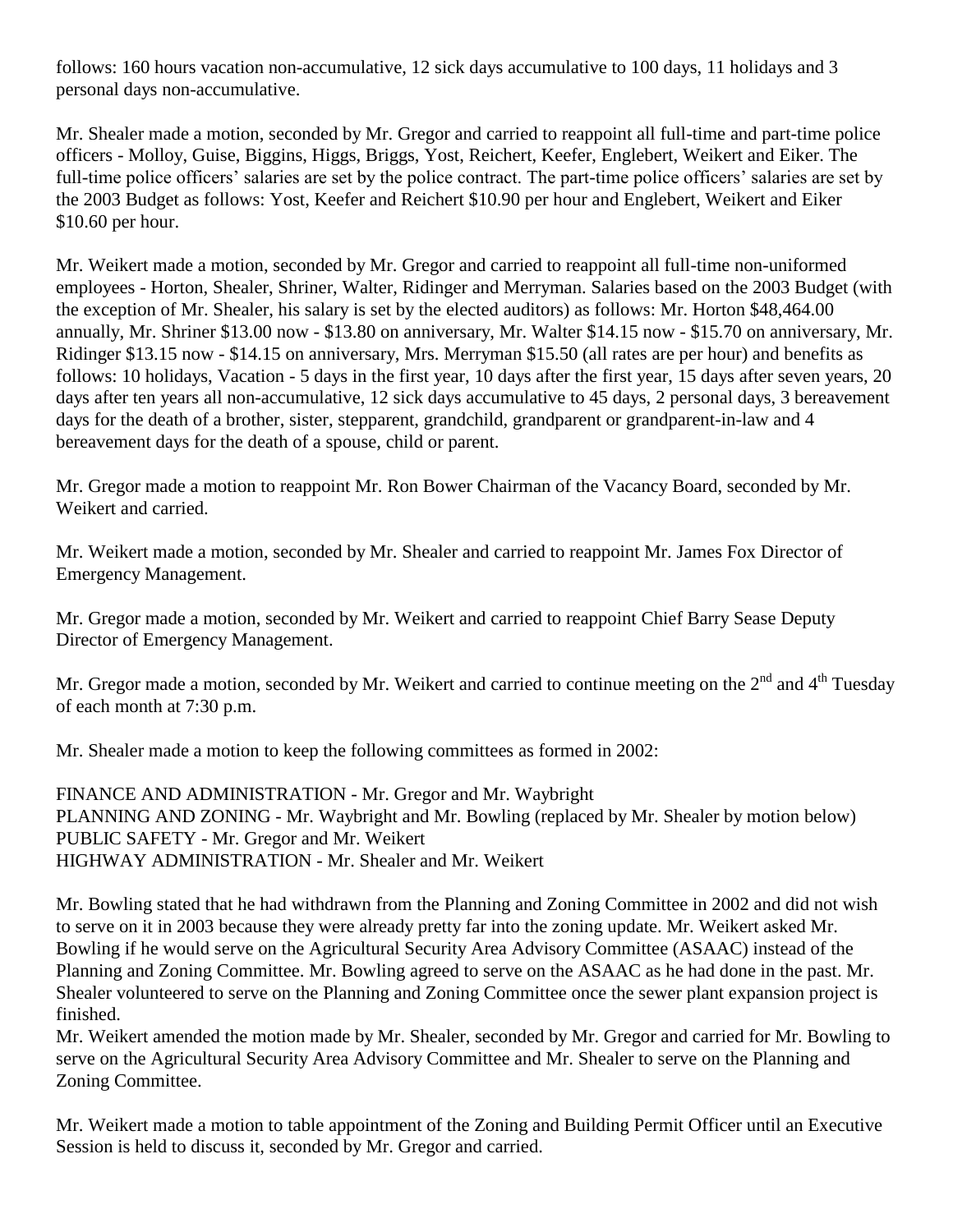follows: 160 hours vacation non-accumulative, 12 sick days accumulative to 100 days, 11 holidays and 3 personal days non-accumulative.

Mr. Shealer made a motion, seconded by Mr. Gregor and carried to reappoint all full-time and part-time police officers - Molloy, Guise, Biggins, Higgs, Briggs, Yost, Reichert, Keefer, Englebert, Weikert and Eiker. The full-time police officers' salaries are set by the police contract. The part-time police officers' salaries are set by the 2003 Budget as follows: Yost, Keefer and Reichert $10.90 per hour and Englebert, Weikert and Eiker $10.60 per hour.

Mr. Weikert made a motion, seconded by Mr. Gregor and carried to reappoint all full-time non-uniformed employees - Horton, Shealer, Shriner, Walter, Ridinger and Merryman. Salaries based on the 2003 Budget (with the exception of Mr. Shealer, his salary is set by the elected auditors) as follows: Mr. Horton $48,464.00 annually, Mr. Shriner $13.00 now - $13.80 on anniversary, Mr. Walter $14.15 now - $15.70 on anniversary, Mr. Ridinger $13.15 now - $14.15 on anniversary, Mrs. Merryman $15.50 (all rates are per hour) and benefits as follows: 10 holidays, Vacation - 5 days in the first year, 10 days after the first year, 15 days after seven years, 20 days after ten years all non-accumulative, 12 sick days accumulative to 45 days, 2 personal days, 3 bereavement days for the death of a brother, sister, stepparent, grandchild, grandparent or grandparent-in-law and 4 bereavement days for the death of a spouse, child or parent.

Mr. Gregor made a motion to reappoint Mr. Ron Bower Chairman of the Vacancy Board, seconded by Mr. Weikert and carried.

Mr. Weikert made a motion, seconded by Mr. Shealer and carried to reappoint Mr. James Fox Director of Emergency Management.

Mr. Gregor made a motion, seconded by Mr. Weikert and carried to reappoint Chief Barry Sease Deputy Director of Emergency Management.

Mr. Gregor made a motion, seconded by Mr. Weikert and carried to continue meeting on the 2nd and 4th Tuesday of each month at 7:30 p.m.

Mr. Shealer made a motion to keep the following committees as formed in 2002:

FINANCE AND ADMINISTRATION - Mr. Gregor and Mr. Waybright
PLANNING AND ZONING - Mr. Waybright and Mr. Bowling (replaced by Mr. Shealer by motion below)
PUBLIC SAFETY - Mr. Gregor and Mr. Weikert
HIGHWAY ADMINISTRATION - Mr. Shealer and Mr. Weikert

Mr. Bowling stated that he had withdrawn from the Planning and Zoning Committee in 2002 and did not wish to serve on it in 2003 because they were already pretty far into the zoning update. Mr. Weikert asked Mr. Bowling if he would serve on the Agricultural Security Area Advisory Committee (ASAAC) instead of the Planning and Zoning Committee. Mr. Bowling agreed to serve on the ASAAC as he had done in the past. Mr. Shealer volunteered to serve on the Planning and Zoning Committee once the sewer plant expansion project is finished.

Mr. Weikert amended the motion made by Mr. Shealer, seconded by Mr. Gregor and carried for Mr. Bowling to serve on the Agricultural Security Area Advisory Committee and Mr. Shealer to serve on the Planning and Zoning Committee.

Mr. Weikert made a motion to table appointment of the Zoning and Building Permit Officer until an Executive Session is held to discuss it, seconded by Mr. Gregor and carried.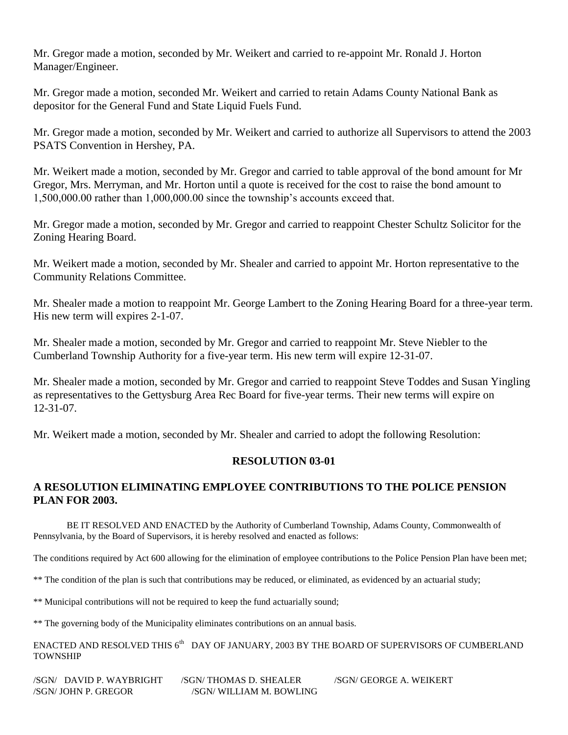Mr. Gregor made a motion, seconded by Mr. Weikert and carried to re-appoint Mr. Ronald J. Horton Manager/Engineer.

Mr. Gregor made a motion, seconded Mr. Weikert and carried to retain Adams County National Bank as depositor for the General Fund and State Liquid Fuels Fund.

Mr. Gregor made a motion, seconded by Mr. Weikert and carried to authorize all Supervisors to attend the 2003 PSATS Convention in Hershey, PA.

Mr. Weikert made a motion, seconded by Mr. Gregor and carried to table approval of the bond amount for Mr Gregor, Mrs. Merryman, and Mr. Horton until a quote is received for the cost to raise the bond amount to 1,500,000.00 rather than 1,000,000.00 since the township's accounts exceed that.

Mr. Gregor made a motion, seconded by Mr. Gregor and carried to reappoint Chester Schultz Solicitor for the Zoning Hearing Board.

Mr. Weikert made a motion, seconded by Mr. Shealer and carried to appoint Mr. Horton representative to the Community Relations Committee.

Mr. Shealer made a motion to reappoint Mr. George Lambert to the Zoning Hearing Board for a three-year term. His new term will expires 2-1-07.

Mr. Shealer made a motion, seconded by Mr. Gregor and carried to reappoint Mr. Steve Niebler to the Cumberland Township Authority for a five-year term. His new term will expire 12-31-07.

Mr. Shealer made a motion, seconded by Mr. Gregor and carried to reappoint Steve Toddes and Susan Yingling as representatives to the Gettysburg Area Rec Board for five-year terms. Their new terms will expire on 12-31-07.

Mr. Weikert made a motion, seconded by Mr. Shealer and carried to adopt the following Resolution:

**RESOLUTION 03-01**

**A RESOLUTION ELIMINATING EMPLOYEE CONTRIBUTIONS TO THE POLICE PENSION PLAN FOR 2003.**

BE IT RESOLVED AND ENACTED by the Authority of Cumberland Township, Adams County, Commonwealth of Pennsylvania, by the Board of Supervisors, it is hereby resolved and enacted as follows:

The conditions required by Act 600 allowing for the elimination of employee contributions to the Police Pension Plan have been met;

** The condition of the plan is such that contributions may be reduced, or eliminated, as evidenced by an actuarial study;

** Municipal contributions will not be required to keep the fund actuarially sound;

** The governing body of the Municipality eliminates contributions on an annual basis.

ENACTED AND RESOLVED THIS 6th DAY OF JANUARY, 2003 BY THE BOARD OF SUPERVISORS OF CUMBERLAND TOWNSHIP

/SGN/ DAVID P. WAYBRIGHT /SGN/ THOMAS D. SHEALER /SGN/ GEORGE A. WEIKERT
/SGN/ JOHN P. GREGOR /SGN/ WILLIAM M. BOWLING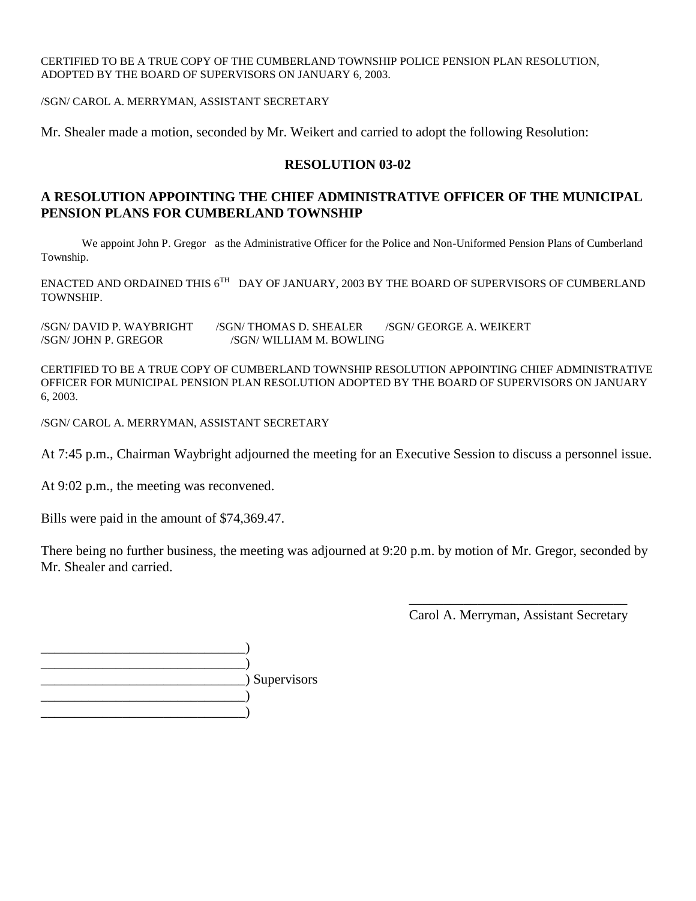CERTIFIED TO BE A TRUE COPY OF THE CUMBERLAND TOWNSHIP POLICE PENSION PLAN RESOLUTION, ADOPTED BY THE BOARD OF SUPERVISORS ON JANUARY 6, 2003.

/SGN/ CAROL A. MERRYMAN, ASSISTANT SECRETARY

Mr. Shealer made a motion, seconded by Mr. Weikert and carried to adopt the following Resolution:

**RESOLUTION 03-02**

**A RESOLUTION APPOINTING THE CHIEF ADMINISTRATIVE OFFICER OF THE MUNICIPAL PENSION PLANS FOR CUMBERLAND TOWNSHIP**

We appoint John P. Gregor as the Administrative Officer for the Police and Non-Uniformed Pension Plans of Cumberland Township.

ENACTED AND ORDAINED THIS 6TH DAY OF JANUARY, 2003 BY THE BOARD OF SUPERVISORS OF CUMBERLAND TOWNSHIP.

/SGN/ DAVID P. WAYBRIGHT /SGN/ THOMAS D. SHEALER /SGN/ GEORGE A. WEIKERT
/SGN/ JOHN P. GREGOR /SGN/ WILLIAM M. BOWLING

CERTIFIED TO BE A TRUE COPY OF CUMBERLAND TOWNSHIP RESOLUTION APPOINTING CHIEF ADMINISTRATIVE OFFICER FOR MUNICIPAL PENSION PLAN RESOLUTION ADOPTED BY THE BOARD OF SUPERVISORS ON JANUARY 6, 2003.

/SGN/ CAROL A. MERRYMAN, ASSISTANT SECRETARY

At 7:45 p.m., Chairman Waybright adjourned the meeting for an Executive Session to discuss a personnel issue.

At 9:02 p.m., the meeting was reconvened.

Bills were paid in the amount of $74,369.47.

There being no further business, the meeting was adjourned at 9:20 p.m. by motion of Mr. Gregor, seconded by Mr. Shealer and carried.

\_\_\_\_\_\_\_\_\_\_\_\_\_\_\_\_\_\_\_\_\_\_\_\_\_\_\_\_\_\_\_\_
Carol A. Merryman, Assistant Secretary

\_\_\_\_\_\_\_\_\_\_\_\_\_\_\_\_\_\_\_\_\_\_\_\_\_\_\_\_\_\_)
\_\_\_\_\_\_\_\_\_\_\_\_\_\_\_\_\_\_\_\_\_\_\_\_\_\_\_\_\_\_)
\_\_\_\_\_\_\_\_\_\_\_\_\_\_\_\_\_\_\_\_\_\_\_\_\_\_\_\_\_\_) Supervisors
\_\_\_\_\_\_\_\_\_\_\_\_\_\_\_\_\_\_\_\_\_\_\_\_\_\_\_\_\_\_)
\_\_\_\_\_\_\_\_\_\_\_\_\_\_\_\_\_\_\_\_\_\_\_\_\_\_\_\_\_\_)